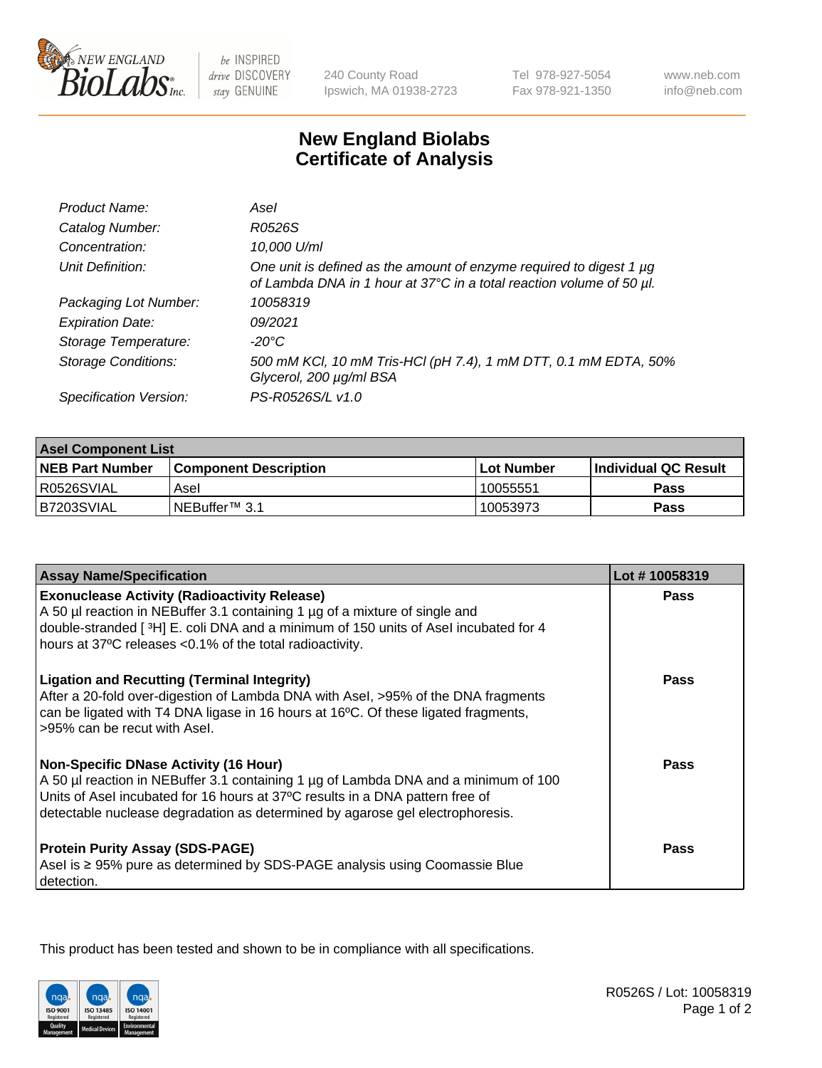# New England Biolabs Certificate of Analysis

| | |
|---|---|
| *Product Name:* | *AseI* |
| *Catalog Number:* | *R0526S* |
| *Concentration:* | *10,000 U/ml* |
| *Unit Definition:* | *One unit is defined as the amount of enzyme required to digest 1 µg of Lambda DNA in 1 hour at 37°C in a total reaction volume of 50 µl.* |
| *Packaging Lot Number:* | *10058319* |
| *Expiration Date:* | *09/2021* |
| *Storage Temperature:* | *-20°C* |
| *Storage Conditions:* | *500 mM KCl, 10 mM Tris-HCl (pH 7.4), 1 mM DTT, 0.1 mM EDTA, 50% Glycerol, 200 µg/ml BSA* |
| *Specification Version:* | *PS-R0526S/L v1.0* |

| **AseI Component List** | | | |
|---|---|---|---|
| **NEB Part Number** | **Component Description** | **Lot Number** | **Individual QC Result** |
| R0526SVIAL | AseI | 10055551 | **Pass** |
| B7203SVIAL | NEBuffer™ 3.1 | 10053973 | **Pass** |

| **Assay Name/Specification** | **Lot # 10058319** |
|---|---|
| **Exonuclease Activity (Radioactivity Release)** A 50 µl reaction in NEBuffer 3.1 containing 1 µg of a mixture of single and double-stranded [ $^3$H] E. coli DNA and a minimum of 150 units of AseI incubated for 4 hours at 37ºC releases <0.1% of the total radioactivity. | **Pass** |
| **Ligation and Recutting (Terminal Integrity)** After a 20-fold over-digestion of Lambda DNA with AseI, >95% of the DNA fragments can be ligated with T4 DNA ligase in 16 hours at 16ºC. Of these ligated fragments, >95% can be recut with AseI. | **Pass** |
| **Non-Specific DNase Activity (16 Hour)** A 50 µl reaction in NEBuffer 3.1 containing 1 µg of Lambda DNA and a minimum of 100 Units of AseI incubated for 16 hours at 37ºC results in a DNA pattern free of detectable nuclease degradation as determined by agarose gel electrophoresis. | **Pass** |
| **Protein Purity Assay (SDS-PAGE)** AseI is ≥ 95% pure as determined by SDS-PAGE analysis using Coomassie Blue detection. | **Pass** |

This product has been tested and shown to be in compliance with all specifications.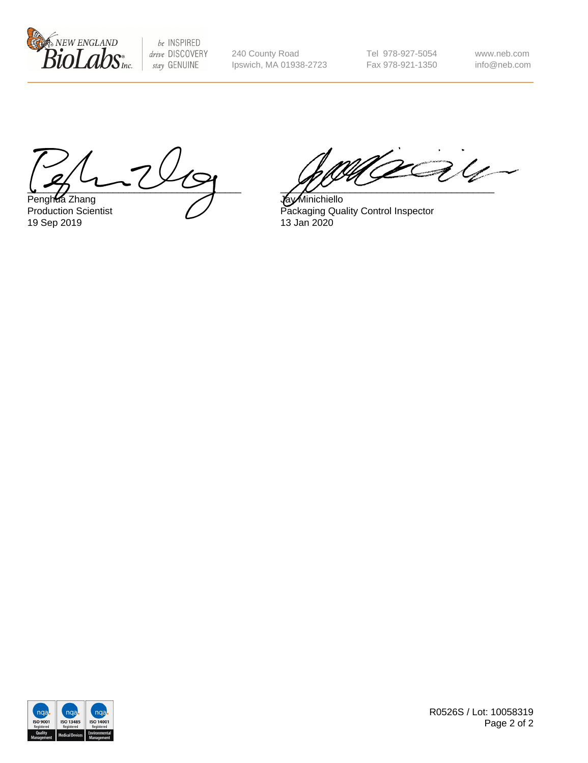Penghua Zhang
Production Scientist
19 Sep 2019

Jay Minichiello
Packaging Quality Control Inspector
13 Jan 2020

R0526S / Lot: 10058319